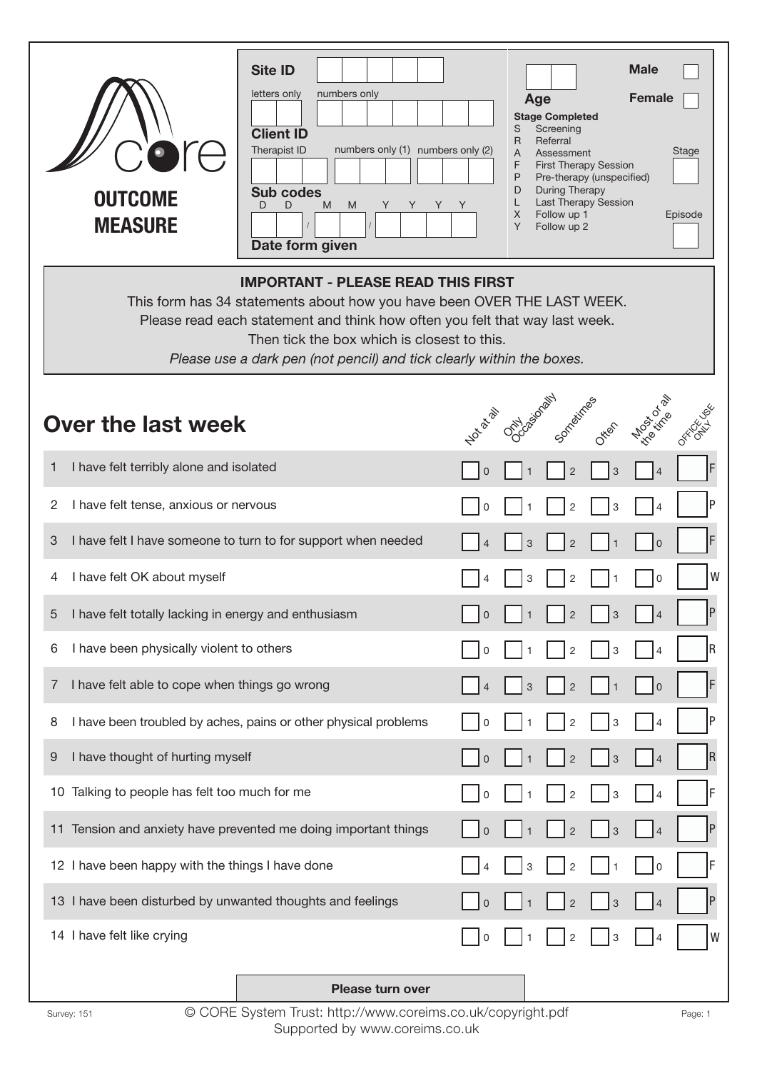**CORE OUTCOME MEASURE**

| | |
|---|---|
| **Site ID** | |
| **Client ID** | letters only / numbers only |
| **Sub codes** | Therapist ID / numbers only (1) / numbers only (2) |
| **Date form given** | D D / M M / Y Y Y Y |

**Age** | **Male** ☐ | **Female** ☐

**Stage Completed**

- S Screening
- R Referral
- A Assessment
- F First Therapy Session
- P Pre-therapy (unspecified)
- D During Therapy
- L Last Therapy Session
- X Follow up 1
- Y Follow up 2

Stage ☐

Episode ☐

**IMPORTANT - PLEASE READ THIS FIRST**

This form has 34 statements about how you have been OVER THE LAST WEEK.
Please read each statement and think how often you felt that way last week.
Then tick the box which is closest to this.
*Please use a dark pen (not pencil) and tick clearly within the boxes.*

## Over the last week

| | | Not at all | Only Occasionally | Sometimes | Often | Most or all the time | OFFICE USE ONLY |
|---|---|---|---|---|---|---|---|
| 1 | I have felt terribly alone and isolated | ☐ 0 | ☐ 1 | ☐ 2 | ☐ 3 | ☐ 4 | F |
| 2 | I have felt tense, anxious or nervous | ☐ 0 | ☐ 1 | ☐ 2 | ☐ 3 | ☐ 4 | P |
| 3 | I have felt I have someone to turn to for support when needed | ☐ 4 | ☐ 3 | ☐ 2 | ☐ 1 | ☐ 0 | F |
| 4 | I have felt OK about myself | ☐ 4 | ☐ 3 | ☐ 2 | ☐ 1 | ☐ 0 | W |
| 5 | I have felt totally lacking in energy and enthusiasm | ☐ 0 | ☐ 1 | ☐ 2 | ☐ 3 | ☐ 4 | P |
| 6 | I have been physically violent to others | ☐ 0 | ☐ 1 | ☐ 2 | ☐ 3 | ☐ 4 | R |
| 7 | I have felt able to cope when things go wrong | ☐ 4 | ☐ 3 | ☐ 2 | ☐ 1 | ☐ 0 | F |
| 8 | I have been troubled by aches, pains or other physical problems | ☐ 0 | ☐ 1 | ☐ 2 | ☐ 3 | ☐ 4 | P |
| 9 | I have thought of hurting myself | ☐ 0 | ☐ 1 | ☐ 2 | ☐ 3 | ☐ 4 | R |
| 10 | Talking to people has felt too much for me | ☐ 0 | ☐ 1 | ☐ 2 | ☐ 3 | ☐ 4 | F |
| 11 | Tension and anxiety have prevented me doing important things | ☐ 0 | ☐ 1 | ☐ 2 | ☐ 3 | ☐ 4 | P |
| 12 | I have been happy with the things I have done | ☐ 4 | ☐ 3 | ☐ 2 | ☐ 1 | ☐ 0 | F |
| 13 | I have been disturbed by unwanted thoughts and feelings | ☐ 0 | ☐ 1 | ☐ 2 | ☐ 3 | ☐ 4 | P |
| 14 | I have felt like crying | ☐ 0 | ☐ 1 | ☐ 2 | ☐ 3 | ☐ 4 | W |

**Please turn over**

Survey: 151

© CORE System Trust: http://www.coreims.co.uk/copyright.pdf
Supported by www.coreims.co.uk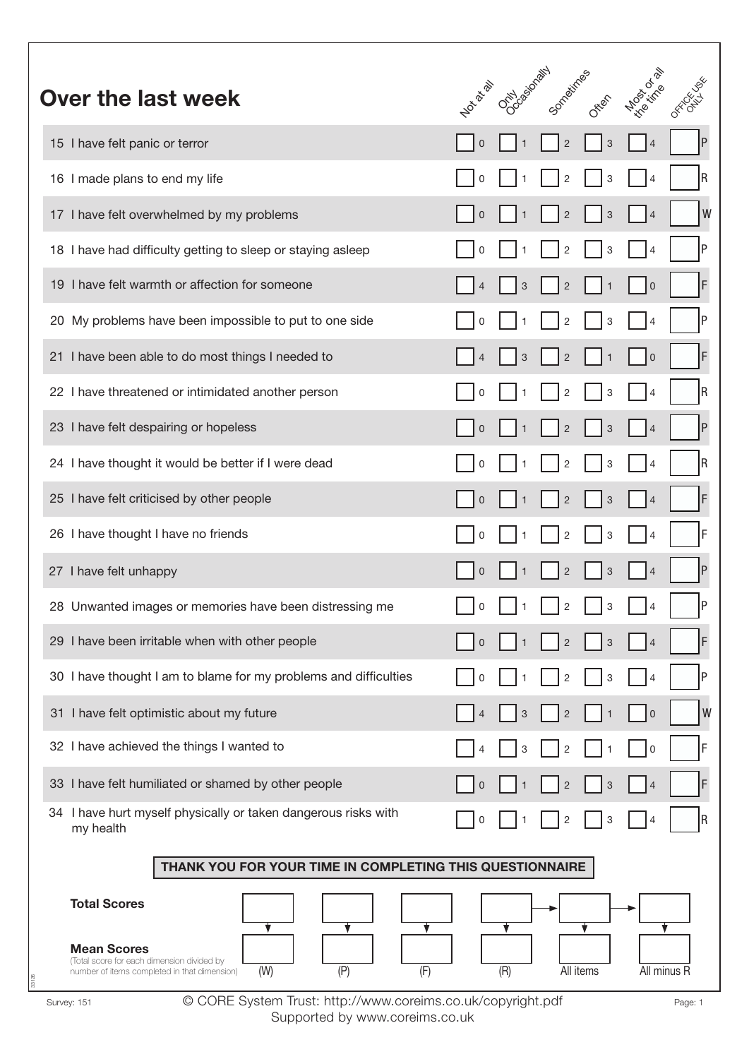## Over the last week

| | Not at all | Only Occasionally | Sometimes | Often | Most or all the time | OFFICE USE ONLY |
|---|---|---|---|---|---|---|
| 15 I have felt panic or terror | 0 | 1 | 2 | 3 | 4 | P |
| 16 I made plans to end my life | 0 | 1 | 2 | 3 | 4 | R |
| 17 I have felt overwhelmed by my problems | 0 | 1 | 2 | 3 | 4 | W |
| 18 I have had difficulty getting to sleep or staying asleep | 0 | 1 | 2 | 3 | 4 | P |
| 19 I have felt warmth or affection for someone | 4 | 3 | 2 | 1 | 0 | F |
| 20 My problems have been impossible to put to one side | 0 | 1 | 2 | 3 | 4 | P |
| 21 I have been able to do most things I needed to | 4 | 3 | 2 | 1 | 0 | F |
| 22 I have threatened or intimidated another person | 0 | 1 | 2 | 3 | 4 | R |
| 23 I have felt despairing or hopeless | 0 | 1 | 2 | 3 | 4 | P |
| 24 I have thought it would be better if I were dead | 0 | 1 | 2 | 3 | 4 | R |
| 25 I have felt criticised by other people | 0 | 1 | 2 | 3 | 4 | F |
| 26 I have thought I have no friends | 0 | 1 | 2 | 3 | 4 | F |
| 27 I have felt unhappy | 0 | 1 | 2 | 3 | 4 | P |
| 28 Unwanted images or memories have been distressing me | 0 | 1 | 2 | 3 | 4 | P |
| 29 I have been irritable when with other people | 0 | 1 | 2 | 3 | 4 | F |
| 30 I have thought I am to blame for my problems and difficulties | 0 | 1 | 2 | 3 | 4 | P |
| 31 I have felt optimistic about my future | 4 | 3 | 2 | 1 | 0 | W |
| 32 I have achieved the things I wanted to | 4 | 3 | 2 | 1 | 0 | F |
| 33 I have felt humiliated or shamed by other people | 0 | 1 | 2 | 3 | 4 | F |
| 34 I have hurt myself physically or taken dangerous risks with my health | 0 | 1 | 2 | 3 | 4 | R |

**THANK YOU FOR YOUR TIME IN COMPLETING THIS QUESTIONNAIRE**

| | (W) | (P) | (F) | (R) | All items | All minus R |
|---|---|---|---|---|---|---|
| **Total Scores** | | | | | | |
| **Mean Scores** (Total score for each dimension divided by number of items completed in that dimension) | | | | | | |

Survey: 151

© CORE System Trust: http://www.coreims.co.uk/copyright.pdf
Supported by www.coreims.co.uk